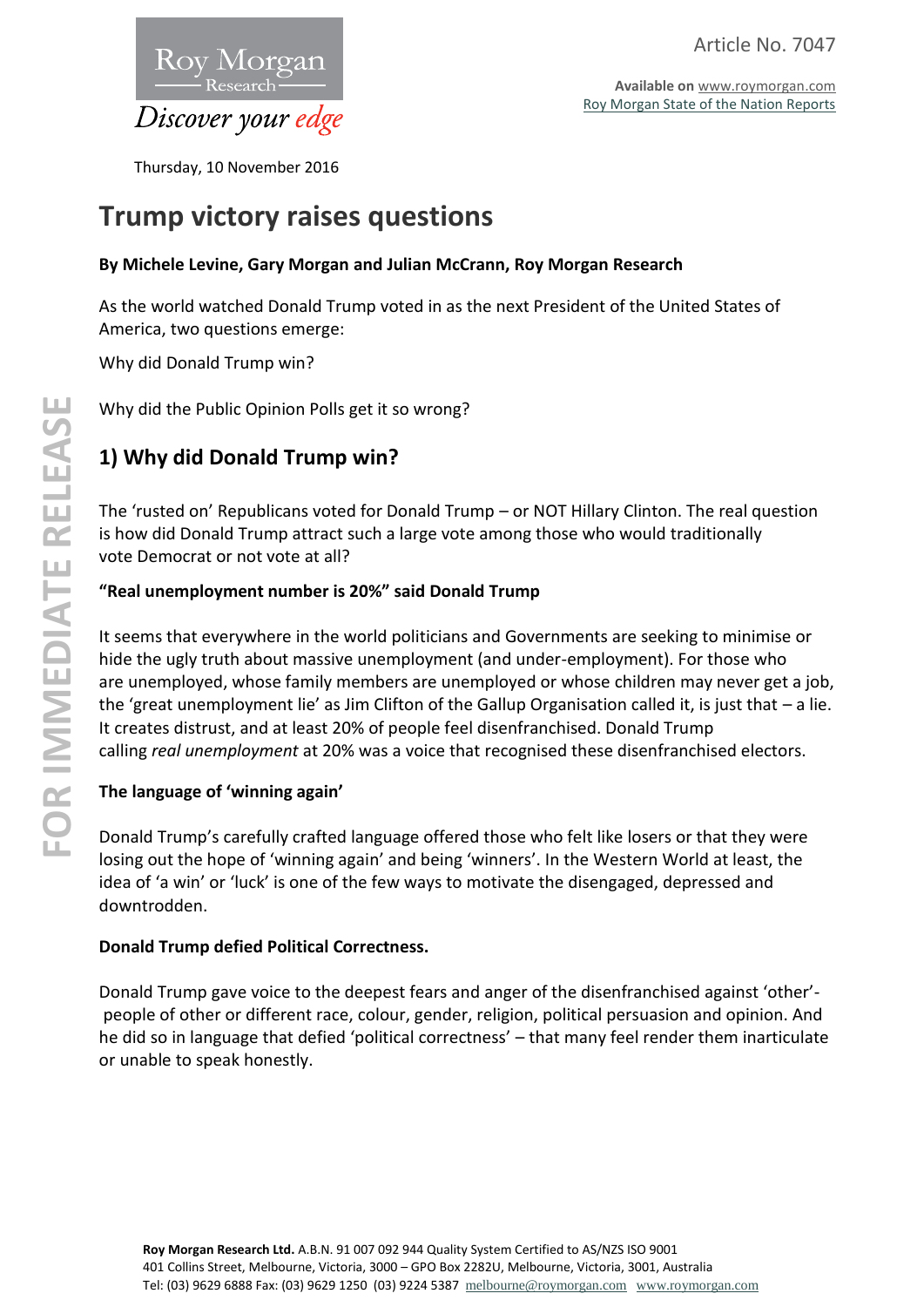Article No. 7047

**Available on** www.roymorgan.com
Roy Morgan State of the Nation Reports

Thursday, 10 November 2016

# Trump victory raises questions

**By Michele Levine, Gary Morgan and Julian McCrann, Roy Morgan Research**

As the world watched Donald Trump voted in as the next President of the United States of America, two questions emerge:

Why did Donald Trump win?

Why did the Public Opinion Polls get it so wrong?

## 1) Why did Donald Trump win?

The 'rusted on' Republicans voted for Donald Trump – or NOT Hillary Clinton. The real question is how did Donald Trump attract such a large vote among those who would traditionally vote Democrat or not vote at all?

**"Real unemployment number is 20%" said Donald Trump**

It seems that everywhere in the world politicians and Governments are seeking to minimise or hide the ugly truth about massive unemployment (and under-employment). For those who are unemployed, whose family members are unemployed or whose children may never get a job, the 'great unemployment lie' as Jim Clifton of the Gallup Organisation called it, is just that – a lie. It creates distrust, and at least 20% of people feel disenfranchised. Donald Trump calling *real unemployment* at 20% was a voice that recognised these disenfranchised electors.

**The language of 'winning again'**

Donald Trump's carefully crafted language offered those who felt like losers or that they were losing out the hope of 'winning again' and being 'winners'. In the Western World at least, the idea of 'a win' or 'luck' is one of the few ways to motivate the disengaged, depressed and downtrodden.

**Donald Trump defied Political Correctness.**

Donald Trump gave voice to the deepest fears and anger of the disenfranchised against 'other'- people of other or different race, colour, gender, religion, political persuasion and opinion. And he did so in language that defied 'political correctness' – that many feel render them inarticulate or unable to speak honestly.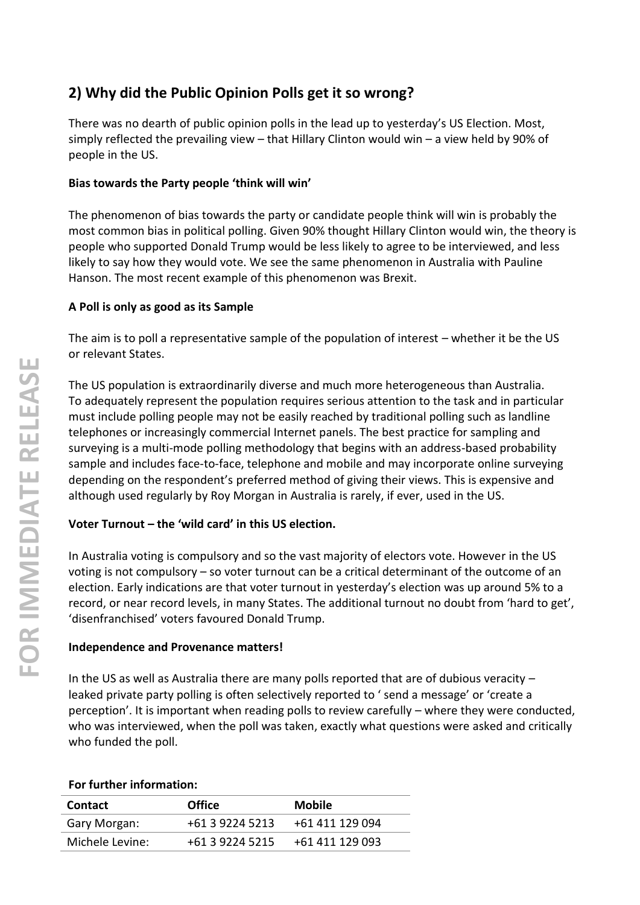## 2) Why did the Public Opinion Polls get it so wrong?

There was no dearth of public opinion polls in the lead up to yesterday's US Election. Most, simply reflected the prevailing view – that Hillary Clinton would win – a view held by 90% of people in the US.

### Bias towards the Party people 'think will win'

The phenomenon of bias towards the party or candidate people think will win is probably the most common bias in political polling. Given 90% thought Hillary Clinton would win, the theory is people who supported Donald Trump would be less likely to agree to be interviewed, and less likely to say how they would vote. We see the same phenomenon in Australia with Pauline Hanson. The most recent example of this phenomenon was Brexit.

### A Poll is only as good as its Sample

The aim is to poll a representative sample of the population of interest – whether it be the US or relevant States.

The US population is extraordinarily diverse and much more heterogeneous than Australia. To adequately represent the population requires serious attention to the task and in particular must include polling people may not be easily reached by traditional polling such as landline telephones or increasingly commercial Internet panels. The best practice for sampling and surveying is a multi-mode polling methodology that begins with an address-based probability sample and includes face-to-face, telephone and mobile and may incorporate online surveying depending on the respondent's preferred method of giving their views. This is expensive and although used regularly by Roy Morgan in Australia is rarely, if ever, used in the US.

### Voter Turnout – the 'wild card' in this US election.

In Australia voting is compulsory and so the vast majority of electors vote. However in the US voting is not compulsory – so voter turnout can be a critical determinant of the outcome of an election. Early indications are that voter turnout in yesterday's election was up around 5% to a record, or near record levels, in many States. The additional turnout no doubt from 'hard to get', 'disenfranchised' voters favoured Donald Trump.

### Independence and Provenance matters!

In the US as well as Australia there are many polls reported that are of dubious veracity – leaked private party polling is often selectively reported to ' send a message' or 'create a perception'. It is important when reading polls to review carefully – where they were conducted, who was interviewed, when the poll was taken, exactly what questions were asked and critically who funded the poll.

**For further information:**

| Contact | Office | Mobile |
|---|---|---|
| Gary Morgan: | +61 3 9224 5213 | +61 411 129 094 |
| Michele Levine: | +61 3 9224 5215 | +61 411 129 093 |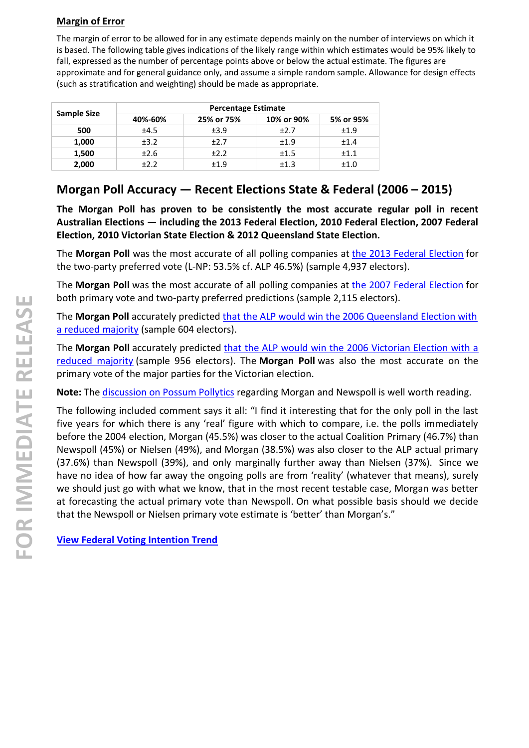**Margin of Error**

The margin of error to be allowed for in any estimate depends mainly on the number of interviews on which it is based. The following table gives indications of the likely range within which estimates would be 95% likely to fall, expressed as the number of percentage points above or below the actual estimate. The figures are approximate and for general guidance only, and assume a simple random sample. Allowance for design effects (such as stratification and weighting) should be made as appropriate.

| Sample Size | Percentage Estimate | | | |
|---|---|---|---|---|
| | 40%-60% | 25% or 75% | 10% or 90% | 5% or 95% |
| **500** | ±4.5 | ±3.9 | ±2.7 | ±1.9 |
| **1,000** | ±3.2 | ±2.7 | ±1.9 | ±1.4 |
| **1,500** | ±2.6 | ±2.2 | ±1.5 | ±1.1 |
| **2,000** | ±2.2 | ±1.9 | ±1.3 | ±1.0 |

## Morgan Poll Accuracy — Recent Elections State & Federal (2006 – 2015)

**The Morgan Poll has proven to be consistently the most accurate regular poll in recent Australian Elections — including the 2013 Federal Election, 2010 Federal Election, 2007 Federal Election, 2010 Victorian State Election & 2012 Queensland State Election.**

The **Morgan Poll** was the most accurate of all polling companies at the 2013 Federal Election for the two-party preferred vote (L-NP: 53.5% cf. ALP 46.5%) (sample 4,937 electors).

The **Morgan Poll** was the most accurate of all polling companies at the 2007 Federal Election for both primary vote and two-party preferred predictions (sample 2,115 electors).

The **Morgan Poll** accurately predicted that the ALP would win the 2006 Queensland Election with a reduced majority (sample 604 electors).

The **Morgan Poll** accurately predicted that the ALP would win the 2006 Victorian Election with a reduced majority (sample 956 electors). The **Morgan Poll** was also the most accurate on the primary vote of the major parties for the Victorian election.

**Note:** The discussion on Possum Pollytics regarding Morgan and Newspoll is well worth reading.

The following included comment says it all: "I find it interesting that for the only poll in the last five years for which there is any 'real' figure with which to compare, i.e. the polls immediately before the 2004 election, Morgan (45.5%) was closer to the actual Coalition Primary (46.7%) than Newspoll (45%) or Nielsen (49%), and Morgan (38.5%) was also closer to the ALP actual primary (37.6%) than Newspoll (39%), and only marginally further away than Nielsen (37%). Since we have no idea of how far away the ongoing polls are from 'reality' (whatever that means), surely we should just go with what we know, that in the most recent testable case, Morgan was better at forecasting the actual primary vote than Newspoll. On what possible basis should we decide that the Newspoll or Nielsen primary vote estimate is 'better' than Morgan's."

**View Federal Voting Intention Trend**